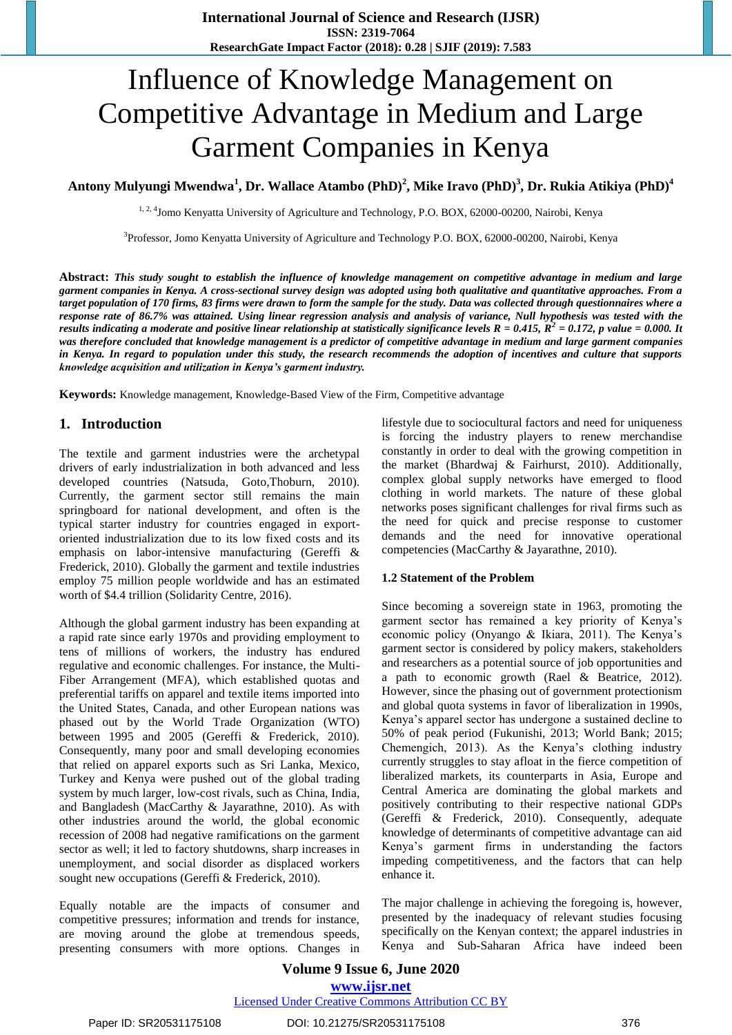# Influence of Knowledge Management on Competitive Advantage in Medium and Large Garment Companies in Kenya

**Antony Mulyungi Mwendwa[1], Dr. Wallace Atambo (PhD)[2], Mike Iravo (PhD)[3], Dr. Rukia Atikiya (PhD)[4]**

[1, 2, 4]Jomo Kenyatta University of Agriculture and Technology, P.O. BOX, 62000-00200, Nairobi, Kenya

[3]Professor, Jomo Kenyatta University of Agriculture and Technology P.O. BOX, 62000-00200, Nairobi, Kenya

**Abstract:** ***This study sought to establish the influence of knowledge management on competitive advantage in medium and large garment companies in Kenya. A cross-sectional survey design was adopted using both qualitative and quantitative approaches. From a target population of 170 firms, 83 firms were drawn to form the sample for the study. Data was collected through questionnaires where a response rate of 86.7% was attained. Using linear regression analysis and analysis of variance, Null hypothesis was tested with the results indicating a moderate and positive linear relationship at statistically significance levels R = 0.415, $R^2$ = 0.172, p value = 0.000. It was therefore concluded that knowledge management is a predictor of competitive advantage in medium and large garment companies in Kenya. In regard to population under this study, the research recommends the adoption of incentives and culture that supports knowledge acquisition and utilization in Kenya's garment industry.***

**Keywords:** Knowledge management, Knowledge-Based View of the Firm, Competitive advantage

## 1. Introduction

The textile and garment industries were the archetypal drivers of early industrialization in both advanced and less developed countries (Natsuda, Goto,Thoburn, 2010). Currently, the garment sector still remains the main springboard for national development, and often is the typical starter industry for countries engaged in export-oriented industrialization due to its low fixed costs and its emphasis on labor-intensive manufacturing (Gereffi & Frederick, 2010). Globally the garment and textile industries employ 75 million people worldwide and has an estimated worth of $4.4 trillion (Solidarity Centre, 2016).

Although the global garment industry has been expanding at a rapid rate since early 1970s and providing employment to tens of millions of workers, the industry has endured regulative and economic challenges. For instance, the Multi-Fiber Arrangement (MFA), which established quotas and preferential tariffs on apparel and textile items imported into the United States, Canada, and other European nations was phased out by the World Trade Organization (WTO) between 1995 and 2005 (Gereffi & Frederick, 2010). Consequently, many poor and small developing economies that relied on apparel exports such as Sri Lanka, Mexico, Turkey and Kenya were pushed out of the global trading system by much larger, low-cost rivals, such as China, India, and Bangladesh (MacCarthy & Jayarathne, 2010). As with other industries around the world, the global economic recession of 2008 had negative ramifications on the garment sector as well; it led to factory shutdowns, sharp increases in unemployment, and social disorder as displaced workers sought new occupations (Gereffi & Frederick, 2010).

Equally notable are the impacts of consumer and competitive pressures; information and trends for instance, are moving around the globe at tremendous speeds, presenting consumers with more options. Changes in lifestyle due to sociocultural factors and need for uniqueness is forcing the industry players to renew merchandise constantly in order to deal with the growing competition in the market (Bhardwaj & Fairhurst, 2010). Additionally, complex global supply networks have emerged to flood clothing in world markets. The nature of these global networks poses significant challenges for rival firms such as the need for quick and precise response to customer demands and the need for innovative operational competencies (MacCarthy & Jayarathne, 2010).

### 1.2 Statement of the Problem

Since becoming a sovereign state in 1963, promoting the garment sector has remained a key priority of Kenya's economic policy (Onyango & Ikiara, 2011). The Kenya's garment sector is considered by policy makers, stakeholders and researchers as a potential source of job opportunities and a path to economic growth (Rael & Beatrice, 2012). However, since the phasing out of government protectionism and global quota systems in favor of liberalization in 1990s, Kenya's apparel sector has undergone a sustained decline to 50% of peak period (Fukunishi, 2013; World Bank; 2015; Chemengich, 2013). As the Kenya's clothing industry currently struggles to stay afloat in the fierce competition of liberalized markets, its counterparts in Asia, Europe and Central America are dominating the global markets and positively contributing to their respective national GDPs (Gereffi & Frederick, 2010). Consequently, adequate knowledge of determinants of competitive advantage can aid Kenya's garment firms in understanding the factors impeding competitiveness, and the factors that can help enhance it.

The major challenge in achieving the foregoing is, however, presented by the inadequacy of relevant studies focusing specifically on the Kenyan context; the apparel industries in Kenya and Sub-Saharan Africa have indeed been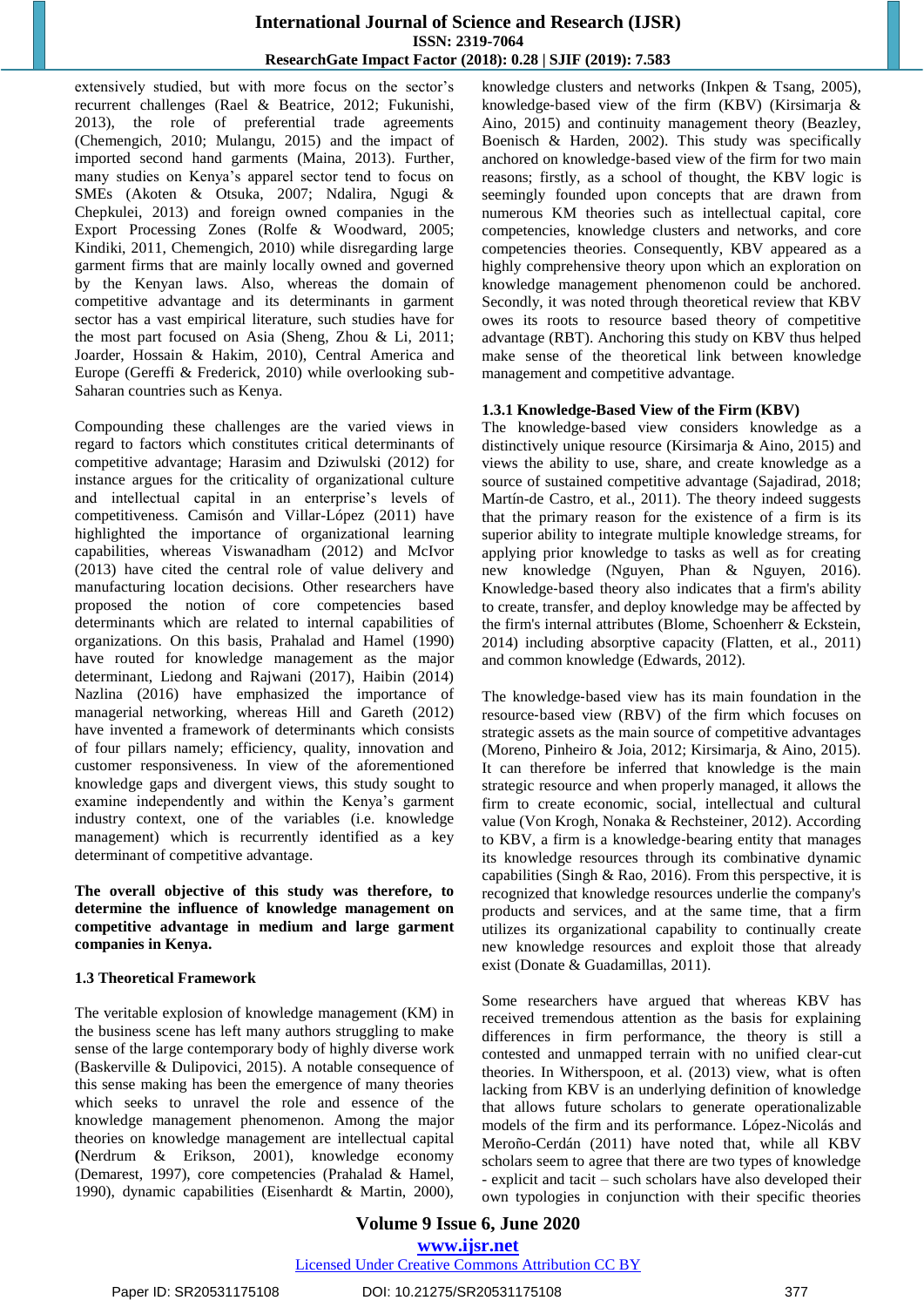extensively studied, but with more focus on the sector's recurrent challenges (Rael & Beatrice, 2012; Fukunishi, 2013), the role of preferential trade agreements (Chemengich, 2010; Mulangu, 2015) and the impact of imported second hand garments (Maina, 2013). Further, many studies on Kenya's apparel sector tend to focus on SMEs (Akoten & Otsuka, 2007; Ndalira, Ngugi & Chepkulei, 2013) and foreign owned companies in the Export Processing Zones (Rolfe & Woodward, 2005; Kindiki, 2011, Chemengich, 2010) while disregarding large garment firms that are mainly locally owned and governed by the Kenyan laws. Also, whereas the domain of competitive advantage and its determinants in garment sector has a vast empirical literature, such studies have for the most part focused on Asia (Sheng, Zhou & Li, 2011; Joarder, Hossain & Hakim, 2010), Central America and Europe (Gereffi & Frederick, 2010) while overlooking sub-Saharan countries such as Kenya.

Compounding these challenges are the varied views in regard to factors which constitutes critical determinants of competitive advantage; Harasim and Dziwulski (2012) for instance argues for the criticality of organizational culture and intellectual capital in an enterprise's levels of competitiveness. Camisón and Villar-López (2011) have highlighted the importance of organizational learning capabilities, whereas Viswanadham (2012) and McIvor (2013) have cited the central role of value delivery and manufacturing location decisions. Other researchers have proposed the notion of core competencies based determinants which are related to internal capabilities of organizations. On this basis, Prahalad and Hamel (1990) have routed for knowledge management as the major determinant, Liedong and Rajwani (2017), Haibin (2014) Nazlina (2016) have emphasized the importance of managerial networking, whereas Hill and Gareth (2012) have invented a framework of determinants which consists of four pillars namely; efficiency, quality, innovation and customer responsiveness. In view of the aforementioned knowledge gaps and divergent views, this study sought to examine independently and within the Kenya's garment industry context, one of the variables (i.e. knowledge management) which is recurrently identified as a key determinant of competitive advantage.

**The overall objective of this study was therefore, to determine the influence of knowledge management on competitive advantage in medium and large garment companies in Kenya.**

### 1.3 Theoretical Framework

The veritable explosion of knowledge management (KM) in the business scene has left many authors struggling to make sense of the large contemporary body of highly diverse work (Baskerville & Dulipovici, 2015). A notable consequence of this sense making has been the emergence of many theories which seeks to unravel the role and essence of the knowledge management phenomenon. Among the major theories on knowledge management are intellectual capital (Nerdrum & Erikson, 2001), knowledge economy (Demarest, 1997), core competencies (Prahalad & Hamel, 1990), dynamic capabilities (Eisenhardt & Martin, 2000), knowledge clusters and networks (Inkpen & Tsang, 2005), knowledge-based view of the firm (KBV) (Kirsimarja & Aino, 2015) and continuity management theory (Beazley, Boenisch & Harden, 2002). This study was specifically anchored on knowledge-based view of the firm for two main reasons; firstly, as a school of thought, the KBV logic is seemingly founded upon concepts that are drawn from numerous KM theories such as intellectual capital, core competencies, knowledge clusters and networks, and core competencies theories. Consequently, KBV appeared as a highly comprehensive theory upon which an exploration on knowledge management phenomenon could be anchored. Secondly, it was noted through theoretical review that KBV owes its roots to resource based theory of competitive advantage (RBT). Anchoring this study on KBV thus helped make sense of the theoretical link between knowledge management and competitive advantage.

#### 1.3.1 Knowledge-Based View of the Firm (KBV)

The knowledge-based view considers knowledge as a distinctively unique resource (Kirsimarja & Aino, 2015) and views the ability to use, share, and create knowledge as a source of sustained competitive advantage (Sajadirad, 2018; Martín-de Castro, et al., 2011). The theory indeed suggests that the primary reason for the existence of a firm is its superior ability to integrate multiple knowledge streams, for applying prior knowledge to tasks as well as for creating new knowledge (Nguyen, Phan & Nguyen, 2016). Knowledge-based theory also indicates that a firm's ability to create, transfer, and deploy knowledge may be affected by the firm's internal attributes (Blome, Schoenherr & Eckstein, 2014) including absorptive capacity (Flatten, et al., 2011) and common knowledge (Edwards, 2012).

The knowledge-based view has its main foundation in the resource-based view (RBV) of the firm which focuses on strategic assets as the main source of competitive advantages (Moreno, Pinheiro & Joia, 2012; Kirsimarja, & Aino, 2015). It can therefore be inferred that knowledge is the main strategic resource and when properly managed, it allows the firm to create economic, social, intellectual and cultural value (Von Krogh, Nonaka & Rechsteiner, 2012). According to KBV, a firm is a knowledge-bearing entity that manages its knowledge resources through its combinative dynamic capabilities (Singh & Rao, 2016). From this perspective, it is recognized that knowledge resources underlie the company's products and services, and at the same time, that a firm utilizes its organizational capability to continually create new knowledge resources and exploit those that already exist (Donate & Guadamillas, 2011).

Some researchers have argued that whereas KBV has received tremendous attention as the basis for explaining differences in firm performance, the theory is still a contested and unmapped terrain with no unified clear-cut theories. In Witherspoon, et al. (2013) view, what is often lacking from KBV is an underlying definition of knowledge that allows future scholars to generate operationalizable models of the firm and its performance. López-Nicolás and Meroño-Cerdán (2011) have noted that, while all KBV scholars seem to agree that there are two types of knowledge - explicit and tacit – such scholars have also developed their own typologies in conjunction with their specific theories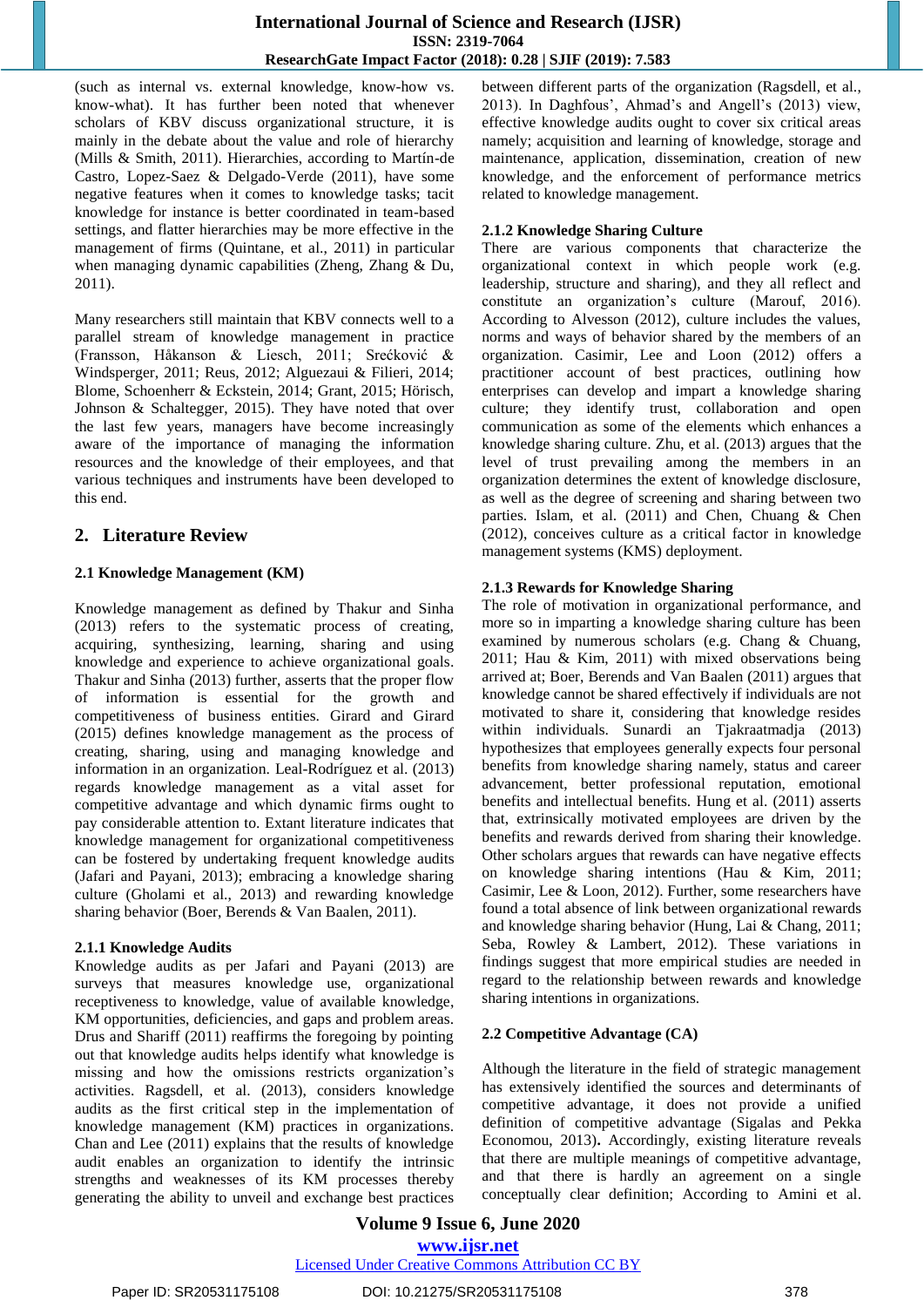(such as internal vs. external knowledge, know-how vs. know-what). It has further been noted that whenever scholars of KBV discuss organizational structure, it is mainly in the debate about the value and role of hierarchy (Mills & Smith, 2011). Hierarchies, according to Martín-de Castro, Lopez-Saez & Delgado-Verde (2011), have some negative features when it comes to knowledge tasks; tacit knowledge for instance is better coordinated in team-based settings, and flatter hierarchies may be more effective in the management of firms (Quintane, et al., 2011) in particular when managing dynamic capabilities (Zheng, Zhang & Du, 2011).

Many researchers still maintain that KBV connects well to a parallel stream of knowledge management in practice (Fransson, Håkanson & Liesch, 2011; Srećković & Windsperger, 2011; Reus, 2012; Alguezaui & Filieri, 2014; Blome, Schoenherr & Eckstein, 2014; Grant, 2015; Hörisch, Johnson & Schaltegger, 2015). They have noted that over the last few years, managers have become increasingly aware of the importance of managing the information resources and the knowledge of their employees, and that various techniques and instruments have been developed to this end.

## 2. Literature Review

### 2.1 Knowledge Management (KM)

Knowledge management as defined by Thakur and Sinha (2013) refers to the systematic process of creating, acquiring, synthesizing, learning, sharing and using knowledge and experience to achieve organizational goals. Thakur and Sinha (2013) further, asserts that the proper flow of information is essential for the growth and competitiveness of business entities. Girard and Girard (2015) defines knowledge management as the process of creating, sharing, using and managing knowledge and information in an organization. Leal-Rodríguez et al. (2013) regards knowledge management as a vital asset for competitive advantage and which dynamic firms ought to pay considerable attention to. Extant literature indicates that knowledge management for organizational competitiveness can be fostered by undertaking frequent knowledge audits (Jafari and Payani, 2013); embracing a knowledge sharing culture (Gholami et al., 2013) and rewarding knowledge sharing behavior (Boer, Berends & Van Baalen, 2011).

#### 2.1.1 Knowledge Audits

Knowledge audits as per Jafari and Payani (2013) are surveys that measures knowledge use, organizational receptiveness to knowledge, value of available knowledge, KM opportunities, deficiencies, and gaps and problem areas. Drus and Shariff (2011) reaffirms the foregoing by pointing out that knowledge audits helps identify what knowledge is missing and how the omissions restricts organization's activities. Ragsdell, et al. (2013), considers knowledge audits as the first critical step in the implementation of knowledge management (KM) practices in organizations. Chan and Lee (2011) explains that the results of knowledge audit enables an organization to identify the intrinsic strengths and weaknesses of its KM processes thereby generating the ability to unveil and exchange best practices between different parts of the organization (Ragsdell, et al., 2013). In Daghfous', Ahmad's and Angell's (2013) view, effective knowledge audits ought to cover six critical areas namely; acquisition and learning of knowledge, storage and maintenance, application, dissemination, creation of new knowledge, and the enforcement of performance metrics related to knowledge management.

#### 2.1.2 Knowledge Sharing Culture

There are various components that characterize the organizational context in which people work (e.g. leadership, structure and sharing), and they all reflect and constitute an organization's culture (Marouf, 2016). According to Alvesson (2012), culture includes the values, norms and ways of behavior shared by the members of an organization. Casimir, Lee and Loon (2012) offers a practitioner account of best practices, outlining how enterprises can develop and impart a knowledge sharing culture; they identify trust, collaboration and open communication as some of the elements which enhances a knowledge sharing culture. Zhu, et al. (2013) argues that the level of trust prevailing among the members in an organization determines the extent of knowledge disclosure, as well as the degree of screening and sharing between two parties. Islam, et al. (2011) and Chen, Chuang & Chen (2012), conceives culture as a critical factor in knowledge management systems (KMS) deployment.

#### 2.1.3 Rewards for Knowledge Sharing

The role of motivation in organizational performance, and more so in imparting a knowledge sharing culture has been examined by numerous scholars (e.g. Chang & Chuang, 2011; Hau & Kim, 2011) with mixed observations being arrived at; Boer, Berends and Van Baalen (2011) argues that knowledge cannot be shared effectively if individuals are not motivated to share it, considering that knowledge resides within individuals. Sunardi an Tjakraatmadja (2013) hypothesizes that employees generally expects four personal benefits from knowledge sharing namely, status and career advancement, better professional reputation, emotional benefits and intellectual benefits. Hung et al. (2011) asserts that, extrinsically motivated employees are driven by the benefits and rewards derived from sharing their knowledge. Other scholars argues that rewards can have negative effects on knowledge sharing intentions (Hau & Kim, 2011; Casimir, Lee & Loon, 2012). Further, some researchers have found a total absence of link between organizational rewards and knowledge sharing behavior (Hung, Lai & Chang, 2011; Seba, Rowley & Lambert, 2012). These variations in findings suggest that more empirical studies are needed in regard to the relationship between rewards and knowledge sharing intentions in organizations.

### 2.2 Competitive Advantage (CA)

Although the literature in the field of strategic management has extensively identified the sources and determinants of competitive advantage, it does not provide a unified definition of competitive advantage (Sigalas and Pekka Economou, 2013). Accordingly, existing literature reveals that there are multiple meanings of competitive advantage, and that there is hardly an agreement on a single conceptually clear definition; According to Amini et al.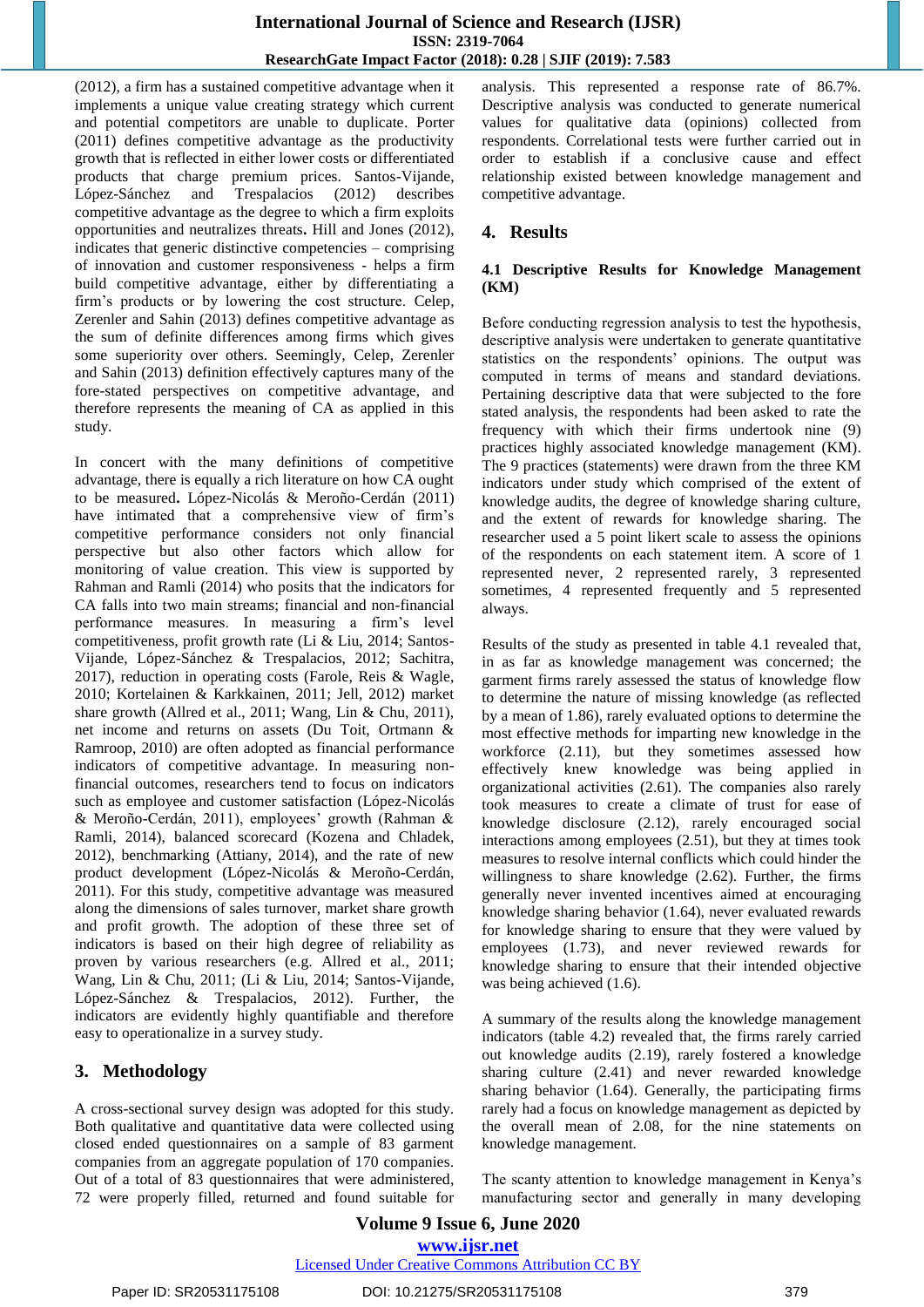(2012), a firm has a sustained competitive advantage when it implements a unique value creating strategy which current and potential competitors are unable to duplicate. Porter (2011) defines competitive advantage as the productivity growth that is reflected in either lower costs or differentiated products that charge premium prices. Santos-Vijande, López-Sánchez and Trespalacios (2012) describes competitive advantage as the degree to which a firm exploits opportunities and neutralizes threats**.** Hill and Jones (2012), indicates that generic distinctive competencies – comprising of innovation and customer responsiveness - helps a firm build competitive advantage, either by differentiating a firm's products or by lowering the cost structure. Celep, Zerenler and Sahin (2013) defines competitive advantage as the sum of definite differences among firms which gives some superiority over others. Seemingly, Celep, Zerenler and Sahin (2013) definition effectively captures many of the fore-stated perspectives on competitive advantage, and therefore represents the meaning of CA as applied in this study.

In concert with the many definitions of competitive advantage, there is equally a rich literature on how CA ought to be measured**.** López-Nicolás & Meroño-Cerdán (2011) have intimated that a comprehensive view of firm's competitive performance considers not only financial perspective but also other factors which allow for monitoring of value creation. This view is supported by Rahman and Ramli (2014) who posits that the indicators for CA falls into two main streams; financial and non-financial performance measures. In measuring a firm's level competitiveness, profit growth rate (Li & Liu, 2014; Santos-Vijande, López-Sánchez & Trespalacios, 2012; Sachitra, 2017), reduction in operating costs (Farole, Reis & Wagle, 2010; Kortelainen & Karkkainen, 2011; Jell, 2012) market share growth (Allred et al., 2011; Wang, Lin & Chu, 2011), net income and returns on assets (Du Toit, Ortmann & Ramroop, 2010) are often adopted as financial performance indicators of competitive advantage. In measuring non-financial outcomes, researchers tend to focus on indicators such as employee and customer satisfaction (López-Nicolás & Meroño-Cerdán, 2011), employees' growth (Rahman & Ramli, 2014), balanced scorecard (Kozena and Chladek, 2012), benchmarking (Attiany, 2014), and the rate of new product development (López-Nicolás & Meroño-Cerdán, 2011). For this study, competitive advantage was measured along the dimensions of sales turnover, market share growth and profit growth. The adoption of these three set of indicators is based on their high degree of reliability as proven by various researchers (e.g. Allred et al., 2011; Wang, Lin & Chu, 2011; (Li & Liu, 2014; Santos-Vijande, López-Sánchez & Trespalacios, 2012). Further, the indicators are evidently highly quantifiable and therefore easy to operationalize in a survey study.

## 3. Methodology

A cross-sectional survey design was adopted for this study. Both qualitative and quantitative data were collected using closed ended questionnaires on a sample of 83 garment companies from an aggregate population of 170 companies. Out of a total of 83 questionnaires that were administered, 72 were properly filled, returned and found suitable for analysis. This represented a response rate of 86.7%. Descriptive analysis was conducted to generate numerical values for qualitative data (opinions) collected from respondents. Correlational tests were further carried out in order to establish if a conclusive cause and effect relationship existed between knowledge management and competitive advantage.

## 4. Results

### 4.1 Descriptive Results for Knowledge Management (KM)

Before conducting regression analysis to test the hypothesis, descriptive analysis were undertaken to generate quantitative statistics on the respondents' opinions. The output was computed in terms of means and standard deviations. Pertaining descriptive data that were subjected to the fore stated analysis, the respondents had been asked to rate the frequency with which their firms undertook nine (9) practices highly associated knowledge management (KM). The 9 practices (statements) were drawn from the three KM indicators under study which comprised of the extent of knowledge audits, the degree of knowledge sharing culture, and the extent of rewards for knowledge sharing. The researcher used a 5 point likert scale to assess the opinions of the respondents on each statement item. A score of 1 represented never, 2 represented rarely, 3 represented sometimes, 4 represented frequently and 5 represented always.

Results of the study as presented in table 4.1 revealed that, in as far as knowledge management was concerned; the garment firms rarely assessed the status of knowledge flow to determine the nature of missing knowledge (as reflected by a mean of 1.86), rarely evaluated options to determine the most effective methods for imparting new knowledge in the workforce (2.11), but they sometimes assessed how effectively knew knowledge was being applied in organizational activities (2.61). The companies also rarely took measures to create a climate of trust for ease of knowledge disclosure (2.12), rarely encouraged social interactions among employees (2.51), but they at times took measures to resolve internal conflicts which could hinder the willingness to share knowledge (2.62). Further, the firms generally never invented incentives aimed at encouraging knowledge sharing behavior (1.64), never evaluated rewards for knowledge sharing to ensure that they were valued by employees (1.73), and never reviewed rewards for knowledge sharing to ensure that their intended objective was being achieved (1.6).

A summary of the results along the knowledge management indicators (table 4.2) revealed that, the firms rarely carried out knowledge audits (2.19), rarely fostered a knowledge sharing culture (2.41) and never rewarded knowledge sharing behavior (1.64). Generally, the participating firms rarely had a focus on knowledge management as depicted by the overall mean of 2.08, for the nine statements on knowledge management.

The scanty attention to knowledge management in Kenya's manufacturing sector and generally in many developing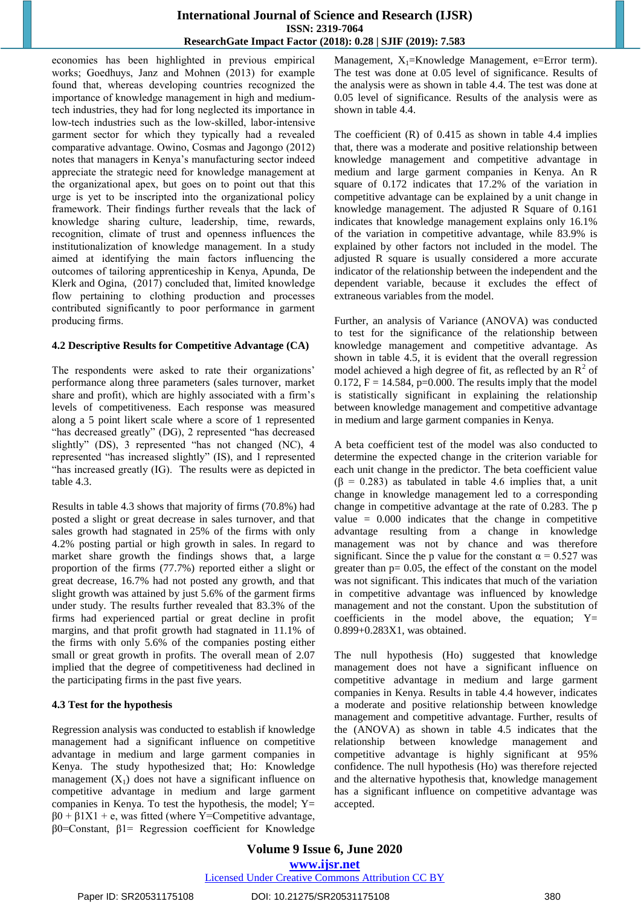economies has been highlighted in previous empirical works; Goedhuys, Janz and Mohnen (2013) for example found that, whereas developing countries recognized the importance of knowledge management in high and medium-tech industries, they had for long neglected its importance in low-tech industries such as the low-skilled, labor-intensive garment sector for which they typically had a revealed comparative advantage. Owino, Cosmas and Jagongo (2012) notes that managers in Kenya's manufacturing sector indeed appreciate the strategic need for knowledge management at the organizational apex, but goes on to point out that this urge is yet to be inscripted into the organizational policy framework. Their findings further reveals that the lack of knowledge sharing culture, leadership, time, rewards, recognition, climate of trust and openness influences the institutionalization of knowledge management. In a study aimed at identifying the main factors influencing the outcomes of tailoring apprenticeship in Kenya, Apunda, De Klerk and Ogina, (2017) concluded that, limited knowledge flow pertaining to clothing production and processes contributed significantly to poor performance in garment producing firms.

### 4.2 Descriptive Results for Competitive Advantage (CA)

The respondents were asked to rate their organizations' performance along three parameters (sales turnover, market share and profit), which are highly associated with a firm's levels of competitiveness. Each response was measured along a 5 point likert scale where a score of 1 represented "has decreased greatly" (DG), 2 represented "has decreased slightly" (DS), 3 represented "has not changed (NC), 4 represented "has increased slightly" (IS), and 1 represented "has increased greatly (IG). The results were as depicted in table 4.3.

Results in table 4.3 shows that majority of firms (70.8%) had posted a slight or great decrease in sales turnover, and that sales growth had stagnated in 25% of the firms with only 4.2% posting partial or high growth in sales. In regard to market share growth the findings shows that, a large proportion of the firms (77.7%) reported either a slight or great decrease, 16.7% had not posted any growth, and that slight growth was attained by just 5.6% of the garment firms under study. The results further revealed that 83.3% of the firms had experienced partial or great decline in profit margins, and that profit growth had stagnated in 11.1% of the firms with only 5.6% of the companies posting either small or great growth in profits. The overall mean of 2.07 implied that the degree of competitiveness had declined in the participating firms in the past five years.

### 4.3 Test for the hypothesis

Regression analysis was conducted to establish if knowledge management had a significant influence on competitive advantage in medium and large garment companies in Kenya. The study hypothesized that; Ho: Knowledge management ($X_1$) does not have a significant influence on competitive advantage in medium and large garment companies in Kenya. To test the hypothesis, the model; $Y = \beta_0 + \beta_1 X_1 + e$, was fitted (where Y=Competitive advantage, $\beta_0$=Constant, $\beta_1$= Regression coefficient for Knowledge Management, $X_1$=Knowledge Management, e=Error term). The test was done at 0.05 level of significance. Results of the analysis were as shown in table 4.4. The test was done at 0.05 level of significance. Results of the analysis were as shown in table 4.4.

The coefficient (R) of 0.415 as shown in table 4.4 implies that, there was a moderate and positive relationship between knowledge management and competitive advantage in medium and large garment companies in Kenya. An R square of 0.172 indicates that 17.2% of the variation in competitive advantage can be explained by a unit change in knowledge management. The adjusted R Square of 0.161 indicates that knowledge management explains only 16.1% of the variation in competitive advantage, while 83.9% is explained by other factors not included in the model. The adjusted R square is usually considered a more accurate indicator of the relationship between the independent and the dependent variable, because it excludes the effect of extraneous variables from the model.

Further, an analysis of Variance (ANOVA) was conducted to test for the significance of the relationship between knowledge management and competitive advantage. As shown in table 4.5, it is evident that the overall regression model achieved a high degree of fit, as reflected by an $R^2$ of 0.172, F = 14.584, p=0.000. The results imply that the model is statistically significant in explaining the relationship between knowledge management and competitive advantage in medium and large garment companies in Kenya.

A beta coefficient test of the model was also conducted to determine the expected change in the criterion variable for each unit change in the predictor. The beta coefficient value ($\beta = 0.283$) as tabulated in table 4.6 implies that, a unit change in knowledge management led to a corresponding change in competitive advantage at the rate of 0.283. The p value = 0.000 indicates that the change in competitive advantage resulting from a change in knowledge management was not by chance and was therefore significant. Since the p value for the constant $\alpha = 0.527$ was greater than p= 0.05, the effect of the constant on the model was not significant. This indicates that much of the variation in competitive advantage was influenced by knowledge management and not the constant. Upon the substitution of coefficients in the model above, the equation; $Y = 0.899 + 0.283X_1$, was obtained.

The null hypothesis (Ho) suggested that knowledge management does not have a significant influence on competitive advantage in medium and large garment companies in Kenya. Results in table 4.4 however, indicates a moderate and positive relationship between knowledge management and competitive advantage. Further, results of the (ANOVA) as shown in table 4.5 indicates that the relationship between knowledge management and competitive advantage is highly significant at 95% confidence. The null hypothesis (Ho) was therefore rejected and the alternative hypothesis that, knowledge management has a significant influence on competitive advantage was accepted.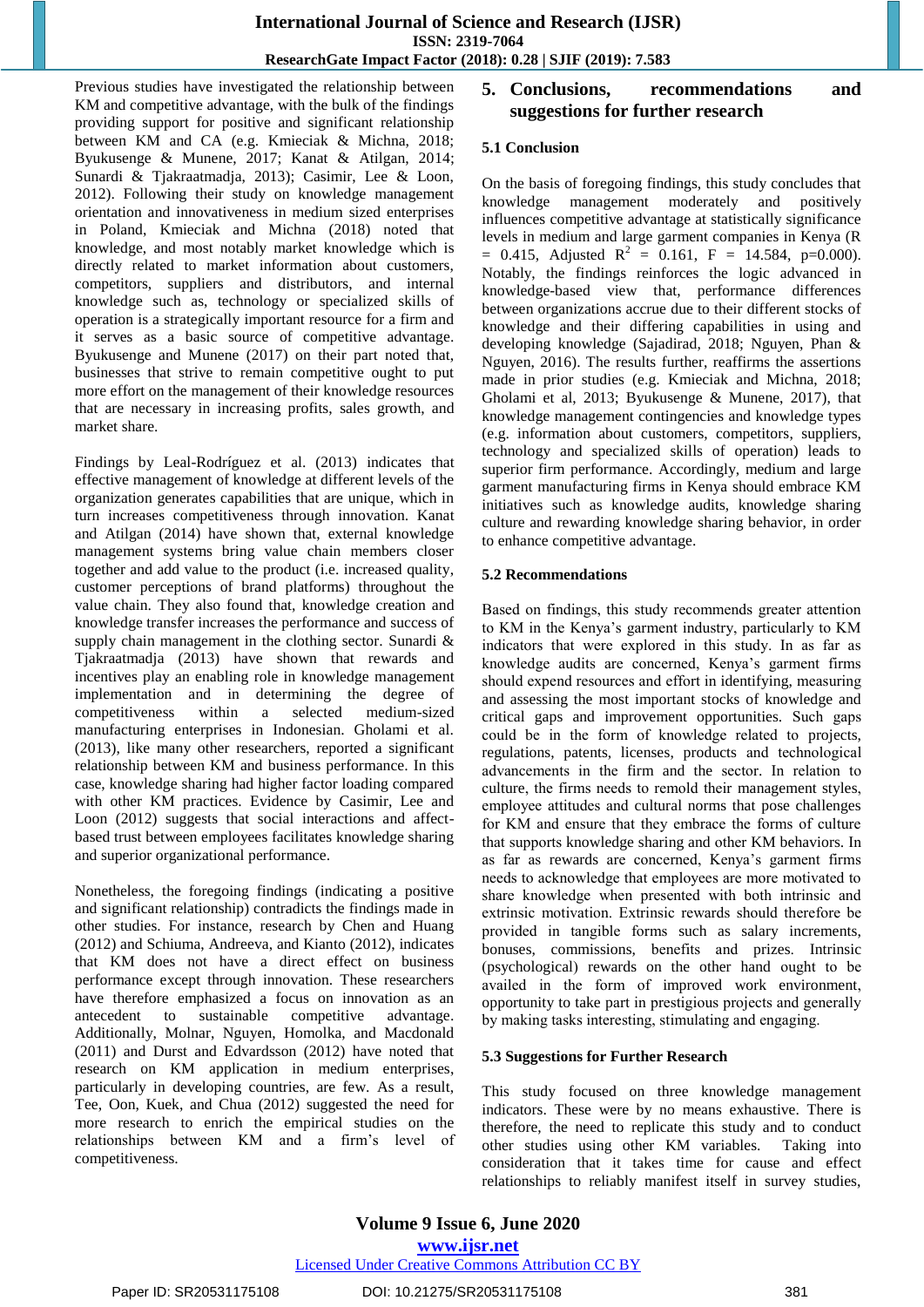Previous studies have investigated the relationship between KM and competitive advantage, with the bulk of the findings providing support for positive and significant relationship between KM and CA (e.g. Kmieciak & Michna, 2018; Byukusenge & Munene, 2017; Kanat & Atilgan, 2014; Sunardi & Tjakraatmadja, 2013); Casimir, Lee & Loon, 2012). Following their study on knowledge management orientation and innovativeness in medium sized enterprises in Poland, Kmieciak and Michna (2018) noted that knowledge, and most notably market knowledge which is directly related to market information about customers, competitors, suppliers and distributors, and internal knowledge such as, technology or specialized skills of operation is a strategically important resource for a firm and it serves as a basic source of competitive advantage. Byukusenge and Munene (2017) on their part noted that, businesses that strive to remain competitive ought to put more effort on the management of their knowledge resources that are necessary in increasing profits, sales growth, and market share.

Findings by Leal-Rodríguez et al. (2013) indicates that effective management of knowledge at different levels of the organization generates capabilities that are unique, which in turn increases competitiveness through innovation. Kanat and Atilgan (2014) have shown that, external knowledge management systems bring value chain members closer together and add value to the product (i.e. increased quality, customer perceptions of brand platforms) throughout the value chain. They also found that, knowledge creation and knowledge transfer increases the performance and success of supply chain management in the clothing sector. Sunardi & Tjakraatmadja (2013) have shown that rewards and incentives play an enabling role in knowledge management implementation and in determining the degree of competitiveness within a selected medium-sized manufacturing enterprises in Indonesian. Gholami et al. (2013), like many other researchers, reported a significant relationship between KM and business performance. In this case, knowledge sharing had higher factor loading compared with other KM practices. Evidence by Casimir, Lee and Loon (2012) suggests that social interactions and affect-based trust between employees facilitates knowledge sharing and superior organizational performance.

Nonetheless, the foregoing findings (indicating a positive and significant relationship) contradicts the findings made in other studies. For instance, research by Chen and Huang (2012) and Schiuma, Andreeva, and Kianto (2012), indicates that KM does not have a direct effect on business performance except through innovation. These researchers have therefore emphasized a focus on innovation as an antecedent to sustainable competitive advantage. Additionally, Molnar, Nguyen, Homolka, and Macdonald (2011) and Durst and Edvardsson (2012) have noted that research on KM application in medium enterprises, particularly in developing countries, are few. As a result, Tee, Oon, Kuek, and Chua (2012) suggested the need for more research to enrich the empirical studies on the relationships between KM and a firm's level of competitiveness.

## 5. Conclusions, recommendations and suggestions for further research

### 5.1 Conclusion

On the basis of foregoing findings, this study concludes that knowledge management moderately and positively influences competitive advantage at statistically significance levels in medium and large garment companies in Kenya (R = 0.415, Adjusted $R^2$ = 0.161, F = 14.584, p=0.000). Notably, the findings reinforces the logic advanced in knowledge-based view that, performance differences between organizations accrue due to their different stocks of knowledge and their differing capabilities in using and developing knowledge (Sajadirad, 2018; Nguyen, Phan & Nguyen, 2016). The results further, reaffirms the assertions made in prior studies (e.g. Kmieciak and Michna, 2018; Gholami et al, 2013; Byukusenge & Munene, 2017), that knowledge management contingencies and knowledge types (e.g. information about customers, competitors, suppliers, technology and specialized skills of operation) leads to superior firm performance. Accordingly, medium and large garment manufacturing firms in Kenya should embrace KM initiatives such as knowledge audits, knowledge sharing culture and rewarding knowledge sharing behavior, in order to enhance competitive advantage.

### 5.2 Recommendations

Based on findings, this study recommends greater attention to KM in the Kenya's garment industry, particularly to KM indicators that were explored in this study. In as far as knowledge audits are concerned, Kenya's garment firms should expend resources and effort in identifying, measuring and assessing the most important stocks of knowledge and critical gaps and improvement opportunities. Such gaps could be in the form of knowledge related to projects, regulations, patents, licenses, products and technological advancements in the firm and the sector. In relation to culture, the firms needs to remold their management styles, employee attitudes and cultural norms that pose challenges for KM and ensure that they embrace the forms of culture that supports knowledge sharing and other KM behaviors. In as far as rewards are concerned, Kenya's garment firms needs to acknowledge that employees are more motivated to share knowledge when presented with both intrinsic and extrinsic motivation. Extrinsic rewards should therefore be provided in tangible forms such salary increments, bonuses, commissions, benefits and prizes. Intrinsic (psychological) rewards on the other hand ought to be availed in the form of improved work environment, opportunity to take part in prestigious projects and generally by making tasks interesting, stimulating and engaging.

### 5.3 Suggestions for Further Research

This study focused on three knowledge management indicators. These were by no means exhaustive. There is therefore, the need to replicate this study and to conduct other studies using other KM variables. Taking into consideration that it takes time for cause and effect relationships to reliably manifest itself in survey studies,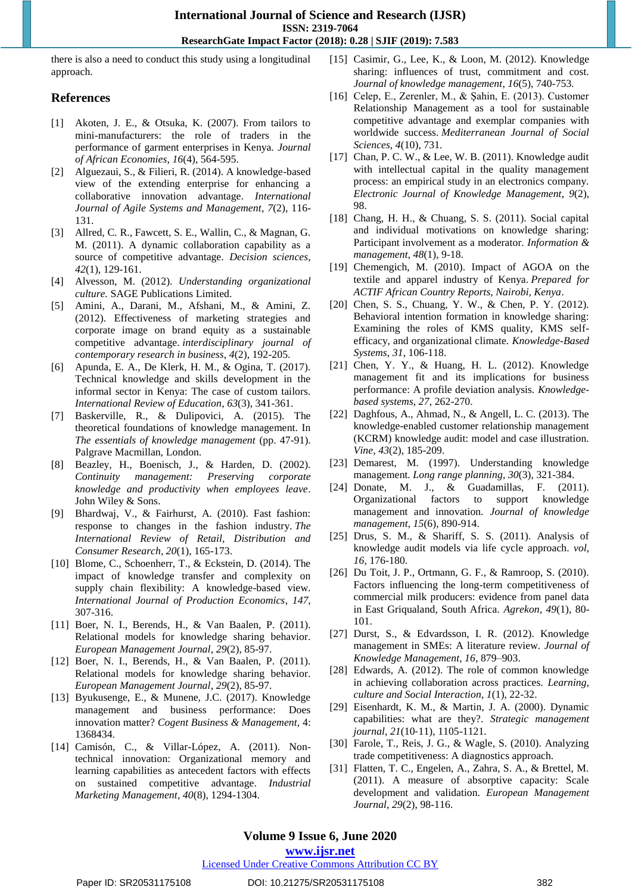there is also a need to conduct this study using a longitudinal approach.

## References

[1] Akoten, J. E., & Otsuka, K. (2007). From tailors to mini-manufacturers: the role of traders in the performance of garment enterprises in Kenya. *Journal of African Economies*, *16*(4), 564-595.

[2] Alguezaui, S., & Filieri, R. (2014). A knowledge-based view of the extending enterprise for enhancing a collaborative innovation advantage. *International Journal of Agile Systems and Management*, *7*(2), 116-131.

[3] Allred, C. R., Fawcett, S. E., Wallin, C., & Magnan, G. M. (2011). A dynamic collaboration capability as a source of competitive advantage. *Decision sciences*, *42*(1), 129-161.

[4] Alvesson, M. (2012). *Understanding organizational culture*. SAGE Publications Limited.

[5] Amini, A., Darani, M., Afshani, M., & Amini, Z. (2012). Effectiveness of marketing strategies and corporate image on brand equity as a sustainable competitive advantage. *interdisciplinary journal of contemporary research in business*, *4*(2), 192-205.

[6] Apunda, E. A., De Klerk, H. M., & Ogina, T. (2017). Technical knowledge and skills development in the informal sector in Kenya: The case of custom tailors. *International Review of Education*, *63*(3), 341-361.

[7] Baskerville, R., & Dulipovici, A. (2015). The theoretical foundations of knowledge management. In *The essentials of knowledge management* (pp. 47-91). Palgrave Macmillan, London.

[8] Beazley, H., Boenisch, J., & Harden, D. (2002). *Continuity management: Preserving corporate knowledge and productivity when employees leave*. John Wiley & Sons.

[9] Bhardwaj, V., & Fairhurst, A. (2010). Fast fashion: response to changes in the fashion industry. *The International Review of Retail, Distribution and Consumer Research*, *20*(1), 165-173.

[10] Blome, C., Schoenherr, T., & Eckstein, D. (2014). The impact of knowledge transfer and complexity on supply chain flexibility: A knowledge-based view. *International Journal of Production Economics*, *147*, 307-316.

[11] Boer, N. I., Berends, H., & Van Baalen, P. (2011). Relational models for knowledge sharing behavior. *European Management Journal*, *29*(2), 85-97.

[12] Boer, N. I., Berends, H., & Van Baalen, P. (2011). Relational models for knowledge sharing behavior. *European Management Journal*, *29*(2), 85-97.

[13] Byukusenge, E., & Munene, J.C. (2017). Knowledge management and business performance: Does innovation matter? *Cogent Business & Management*, 4: 1368434.

[14] Camisón, C., & Villar-López, A. (2011). Non-technical innovation: Organizational memory and learning capabilities as antecedent factors with effects on sustained competitive advantage. *Industrial Marketing Management*, *40*(8), 1294-1304.

[15] Casimir, G., Lee, K., & Loon, M. (2012). Knowledge sharing: influences of trust, commitment and cost. *Journal of knowledge management*, *16*(5), 740-753.

[16] Celep, E., Zerenler, M., & Şahin, E. (2013). Customer Relationship Management as a tool for sustainable competitive advantage and exemplar companies with worldwide success. *Mediterranean Journal of Social Sciences*, *4*(10), 731.

[17] Chan, P. C. W., & Lee, W. B. (2011). Knowledge audit with intellectual capital in the quality management process: an empirical study in an electronics company. *Electronic Journal of Knowledge Management*, *9*(2), 98.

[18] Chang, H. H., & Chuang, S. S. (2011). Social capital and individual motivations on knowledge sharing: Participant involvement as a moderator. *Information & management*, *48*(1), 9-18.

[19] Chemengich, M. (2010). Impact of AGOA on the textile and apparel industry of Kenya. *Prepared for ACTIF African Country Reports, Nairobi, Kenya*.

[20] Chen, S. S., Chuang, Y. W., & Chen, P. Y. (2012). Behavioral intention formation in knowledge sharing: Examining the roles of KMS quality, KMS self-efficacy, and organizational climate. *Knowledge-Based Systems*, *31*, 106-118.

[21] Chen, Y. Y., & Huang, H. L. (2012). Knowledge management fit and its implications for business performance: A profile deviation analysis. *Knowledge-based systems*, *27*, 262-270.

[22] Daghfous, A., Ahmad, N., & Angell, L. C. (2013). The knowledge-enabled customer relationship management (KCRM) knowledge audit: model and case illustration. *Vine*, *43*(2), 185-209.

[23] Demarest, M. (1997). Understanding knowledge management. *Long range planning*, *30*(3), 321-384.

[24] Donate, M. J., & Guadamillas, F. (2011). Organizational factors to support knowledge management and innovation. *Journal of knowledge management*, *15*(6), 890-914.

[25] Drus, S. M., & Shariff, S. S. (2011). Analysis of knowledge audit models via life cycle approach. *vol*, *16*, 176-180.

[26] Du Toit, J. P., Ortmann, G. F., & Ramroop, S. (2010). Factors influencing the long-term competitiveness of commercial milk producers: evidence from panel data in East Griqualand, South Africa. *Agrekon*, *49*(1), 80-101.

[27] Durst, S., & Edvardsson, I. R. (2012). Knowledge management in SMEs: A literature review. *Journal of Knowledge Management, 16*, 879–903.

[28] Edwards, A. (2012). The role of common knowledge in achieving collaboration across practices. *Learning, culture and Social Interaction*, *1*(1), 22-32.

[29] Eisenhardt, K. M., & Martin, J. A. (2000). Dynamic capabilities: what are they?. *Strategic management journal*, *21*(10‐11), 1105-1121.

[30] Farole, T., Reis, J. G., & Wagle, S. (2010). Analyzing trade competitiveness: A diagnostics approach.

[31] Flatten, T. C., Engelen, A., Zahra, S. A., & Brettel, M. (2011). A measure of absorptive capacity: Scale development and validation. *European Management Journal*, *29*(2), 98-116.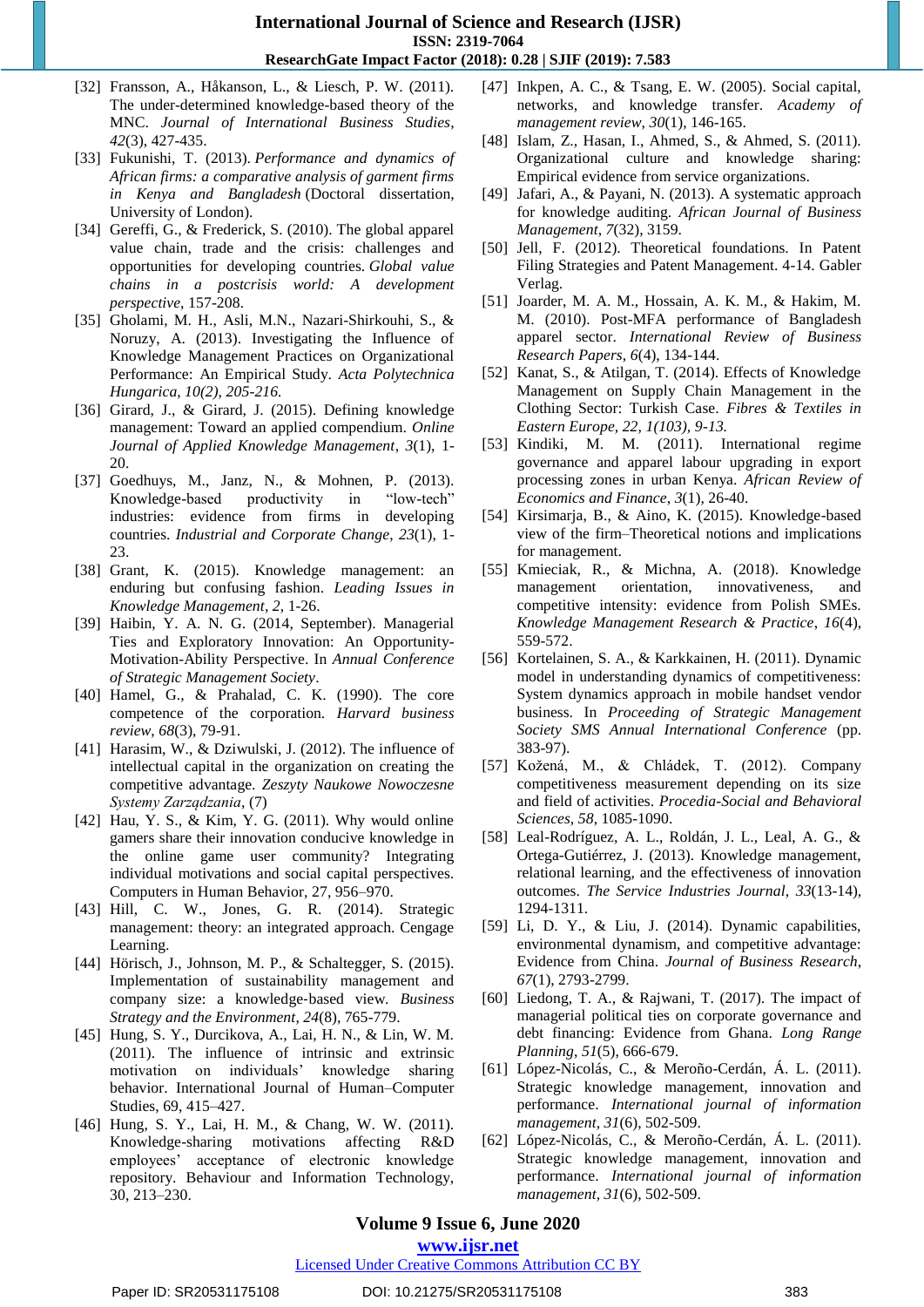[32] Fransson, A., Håkanson, L., & Liesch, P. W. (2011). The under-determined knowledge-based theory of the MNC. *Journal of International Business Studies*, *42*(3), 427-435.

[33] Fukunishi, T. (2013). *Performance and dynamics of African firms: a comparative analysis of garment firms in Kenya and Bangladesh* (Doctoral dissertation, University of London).

[34] Gereffi, G., & Frederick, S. (2010). The global apparel value chain, trade and the crisis: challenges and opportunities for developing countries. *Global value chains in a postcrisis world: A development perspective*, 157-208.

[35] Gholami, M. H., Asli, M.N., Nazari-Shirkouhi, S., & Noruzy, A. (2013). Investigating the Influence of Knowledge Management Practices on Organizational Performance: An Empirical Study. *Acta Polytechnica Hungarica, 10(2), 205-216.*

[36] Girard, J., & Girard, J. (2015). Defining knowledge management: Toward an applied compendium. *Online Journal of Applied Knowledge Management*, *3*(1), 1-20.

[37] Goedhuys, M., Janz, N., & Mohnen, P. (2013). Knowledge-based productivity in "low-tech" industries: evidence from firms in developing countries. *Industrial and Corporate Change*, *23*(1), 1-23.

[38] Grant, K. (2015). Knowledge management: an enduring but confusing fashion. *Leading Issues in Knowledge Management*, *2*, 1-26.

[39] Haibin, Y. A. N. G. (2014, September). Managerial Ties and Exploratory Innovation: An Opportunity-Motivation-Ability Perspective. In *Annual Conference of Strategic Management Society*.

[40] Hamel, G., & Prahalad, C. K. (1990). The core competence of the corporation. *Harvard business review*, *68*(3), 79-91.

[41] Harasim, W., & Dziwulski, J. (2012). The influence of intellectual capital in the organization on creating the competitive advantage. *Zeszyty Naukowe Nowoczesne Systemy Zarządzania*, (7)

[42] Hau, Y. S., & Kim, Y. G. (2011). Why would online gamers share their innovation conducive knowledge in the online game user community? Integrating individual motivations and social capital perspectives. Computers in Human Behavior, 27, 956–970.

[43] Hill, C. W., Jones, G. R. (2014). Strategic management: theory: an integrated approach. Cengage Learning.

[44] Hörisch, J., Johnson, M. P., & Schaltegger, S. (2015). Implementation of sustainability management and company size: a knowledge-based view. *Business Strategy and the Environment*, *24*(8), 765-779.

[45] Hung, S. Y., Durcikova, A., Lai, H. N., & Lin, W. M. (2011). The influence of intrinsic and extrinsic motivation on individuals' knowledge sharing behavior. International Journal of Human–Computer Studies, 69, 415–427.

[46] Hung, S. Y., Lai, H. M., & Chang, W. W. (2011). Knowledge-sharing motivations affecting R&D employees' acceptance of electronic knowledge repository. Behaviour and Information Technology, 30, 213–230.

[47] Inkpen, A. C., & Tsang, E. W. (2005). Social capital, networks, and knowledge transfer. *Academy of management review*, *30*(1), 146-165.

[48] Islam, Z., Hasan, I., Ahmed, S., & Ahmed, S. (2011). Organizational culture and knowledge sharing: Empirical evidence from service organizations.

[49] Jafari, A., & Payani, N. (2013). A systematic approach for knowledge auditing. *African Journal of Business Management*, *7*(32), 3159.

[50] Jell, F. (2012). Theoretical foundations. In Patent Filing Strategies and Patent Management. 4-14. Gabler Verlag.

[51] Joarder, M. A. M., Hossain, A. K. M., & Hakim, M. M. (2010). Post-MFA performance of Bangladesh apparel sector. *International Review of Business Research Papers*, *6*(4), 134-144.

[52] Kanat, S., & Atilgan, T. (2014). Effects of Knowledge Management on Supply Chain Management in the Clothing Sector: Turkish Case. *Fibres & Textiles in Eastern Europe, 22, 1(103), 9-13.*

[53] Kindiki, M. M. (2011). International regime governance and apparel labour upgrading in export processing zones in urban Kenya. *African Review of Economics and Finance*, *3*(1), 26-40.

[54] Kirsimarja, B., & Aino, K. (2015). Knowledge-based view of the firm–Theoretical notions and implications for management.

[55] Kmieciak, R., & Michna, A. (2018). Knowledge management orientation, innovativeness, and competitive intensity: evidence from Polish SMEs. *Knowledge Management Research & Practice*, *16*(4), 559-572.

[56] Kortelainen, S. A., & Karkkainen, H. (2011). Dynamic model in understanding dynamics of competitiveness: System dynamics approach in mobile handset vendor business. In *Proceeding of Strategic Management Society SMS Annual International Conference* (pp. 383-97).

[57] Kožená, M., & Chládek, T. (2012). Company competitiveness measurement depending on its size and field of activities. *Procedia-Social and Behavioral Sciences*, *58*, 1085-1090.

[58] Leal-Rodríguez, A. L., Roldán, J. L., Leal, A. G., & Ortega-Gutiérrez, J. (2013). Knowledge management, relational learning, and the effectiveness of innovation outcomes. *The Service Industries Journal*, *33*(13-14), 1294-1311.

[59] Li, D. Y., & Liu, J. (2014). Dynamic capabilities, environmental dynamism, and competitive advantage: Evidence from China. *Journal of Business Research*, *67*(1), 2793-2799.

[60] Liedong, T. A., & Rajwani, T. (2017). The impact of managerial political ties on corporate governance and debt financing: Evidence from Ghana. *Long Range Planning*, *51*(5), 666-679.

[61] López-Nicolás, C., & Meroño-Cerdán, Á. L. (2011). Strategic knowledge management, innovation and performance. *International journal of information management*, *31*(6), 502-509.

[62] López-Nicolás, C., & Meroño-Cerdán, Á. L. (2011). Strategic knowledge management, innovation and performance. *International journal of information management*, *31*(6), 502-509.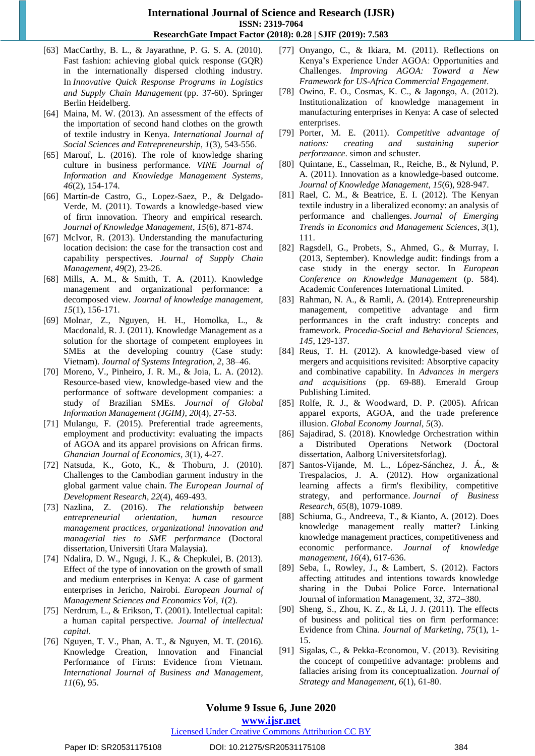[63] MacCarthy, B. L., & Jayarathne, P. G. S. A. (2010). Fast fashion: achieving global quick response (GQR) in the internationally dispersed clothing industry. In *Innovative Quick Response Programs in Logistics and Supply Chain Management* (pp. 37-60). Springer Berlin Heidelberg.

[64] Maina, M. W. (2013). An assessment of the effects of the importation of second hand clothes on the growth of textile industry in Kenya. *International Journal of Social Sciences and Entrepreneurship*, *1*(3), 543-556.

[65] Marouf, L. (2016). The role of knowledge sharing culture in business performance. *VINE Journal of Information and Knowledge Management Systems*, *46*(2), 154-174.

[66] Martín-de Castro, G., Lopez-Saez, P., & Delgado-Verde, M. (2011). Towards a knowledge-based view of firm innovation. Theory and empirical research. *Journal of Knowledge Management*, *15*(6), 871-874.

[67] McIvor, R. (2013). Understanding the manufacturing location decision: the case for the transaction cost and capability perspectives. *Journal of Supply Chain Management*, *49*(2), 23-26.

[68] Mills, A. M., & Smith, T. A. (2011). Knowledge management and organizational performance: a decomposed view. *Journal of knowledge management*, *15*(1), 156-171.

[69] Molnar, Z., Nguyen, H. H., Homolka, L., & Macdonald, R. J. (2011). Knowledge Management as a solution for the shortage of competent employees in SMEs at the developing country (Case study: Vietnam). *Journal of Systems Integration, 2*, 38–46.

[70] Moreno, V., Pinheiro, J. R. M., & Joia, L. A. (2012). Resource-based view, knowledge-based view and the performance of software development companies: a study of Brazilian SMEs. *Journal of Global Information Management (JGIM)*, *20*(4), 27-53.

[71] Mulangu, F. (2015). Preferential trade agreements, employment and productivity: evaluating the impacts of AGOA and its apparel provisions on African firms. *Ghanaian Journal of Economics*, *3*(1), 4-27.

[72] Natsuda, K., Goto, K., & Thoburn, J. (2010). Challenges to the Cambodian garment industry in the global garment value chain. *The European Journal of Development Research*, *22*(4), 469-493.

[73] Nazlina, Z. (2016). *The relationship between entrepreneurial orientation, human resource management practices, organizational innovation and managerial ties to SME performance* (Doctoral dissertation, Universiti Utara Malaysia).

[74] Ndalira, D. W., Ngugi, J. K., & Chepkulei, B. (2013). Effect of the type of innovation on the growth of small and medium enterprises in Kenya: A case of garment enterprises in Jericho, Nairobi. *European Journal of Management Sciences and Economics Vol*, *1*(2).

[75] Nerdrum, L., & Erikson, T. (2001). Intellectual capital: a human capital perspective. *Journal of intellectual capital*.

[76] Nguyen, T. V., Phan, A. T., & Nguyen, M. T. (2016). Knowledge Creation, Innovation and Financial Performance of Firms: Evidence from Vietnam. *International Journal of Business and Management*, *11*(6), 95.

[77] Onyango, C., & Ikiara, M. (2011). Reflections on Kenya's Experience Under AGOA: Opportunities and Challenges. *Improving AGOA: Toward a New Framework for US-Africa Commercial Engagement*.

[78] Owino, E. O., Cosmas, K. C., & Jagongo, A. (2012). Institutionalization of knowledge management in manufacturing enterprises in Kenya: A case of selected enterprises.

[79] Porter, M. E. (2011). *Competitive advantage of nations: creating and sustaining superior performance*. simon and schuster.

[80] Quintane, E., Casselman, R., Reiche, B., & Nylund, P. A. (2011). Innovation as a knowledge-based outcome. *Journal of Knowledge Management*, *15*(6), 928-947.

[81] Rael, C. M., & Beatrice, E. I. (2012). The Kenyan textile industry in a liberalized economy: an analysis of performance and challenges. *Journal of Emerging Trends in Economics and Management Sciences*, *3*(1), 111.

[82] Ragsdell, G., Probets, S., Ahmed, G., & Murray, I. (2013, September). Knowledge audit: findings from a case study in the energy sector. In *European Conference on Knowledge Management* (p. 584). Academic Conferences International Limited.

[83] Rahman, N. A., & Ramli, A. (2014). Entrepreneurship management, competitive advantage and firm performances in the craft industry: concepts and framework. *Procedia-Social and Behavioral Sciences*, *145*, 129-137.

[84] Reus, T. H. (2012). A knowledge-based view of mergers and acquisitions revisited: Absorptive capacity and combinative capability. In *Advances in mergers and acquisitions* (pp. 69-88). Emerald Group Publishing Limited.

[85] Rolfe, R. J., & Woodward, D. P. (2005). African apparel exports, AGOA, and the trade preference illusion. *Global Economy Journal*, *5*(3).

[86] Sajadirad, S. (2018). Knowledge Orchestration within a Distributed Operations Network (Doctoral dissertation, Aalborg Universitetsforlag).

[87] Santos-Vijande, M. L., López-Sánchez, J. Á., & Trespalacios, J. A. (2012). How organizational learning affects a firm's flexibility, competitive strategy, and performance. *Journal of Business Research*, *65*(8), 1079-1089.

[88] Schiuma, G., Andreeva, T., & Kianto, A. (2012). Does knowledge management really matter? Linking knowledge management practices, competitiveness and economic performance. *Journal of knowledge management*, *16*(4), 617-636.

[89] Seba, I., Rowley, J., & Lambert, S. (2012). Factors affecting attitudes and intentions towards knowledge sharing in the Dubai Police Force. International Journal of information Management, 32, 372–380.

[90] Sheng, S., Zhou, K. Z., & Li, J. J. (2011). The effects of business and political ties on firm performance: Evidence from China. *Journal of Marketing*, *75*(1), 1-15.

[91] Sigalas, C., & Pekka-Economou, V. (2013). Revisiting the concept of competitive advantage: problems and fallacies arising from its conceptualization. *Journal of Strategy and Management*, *6*(1), 61-80.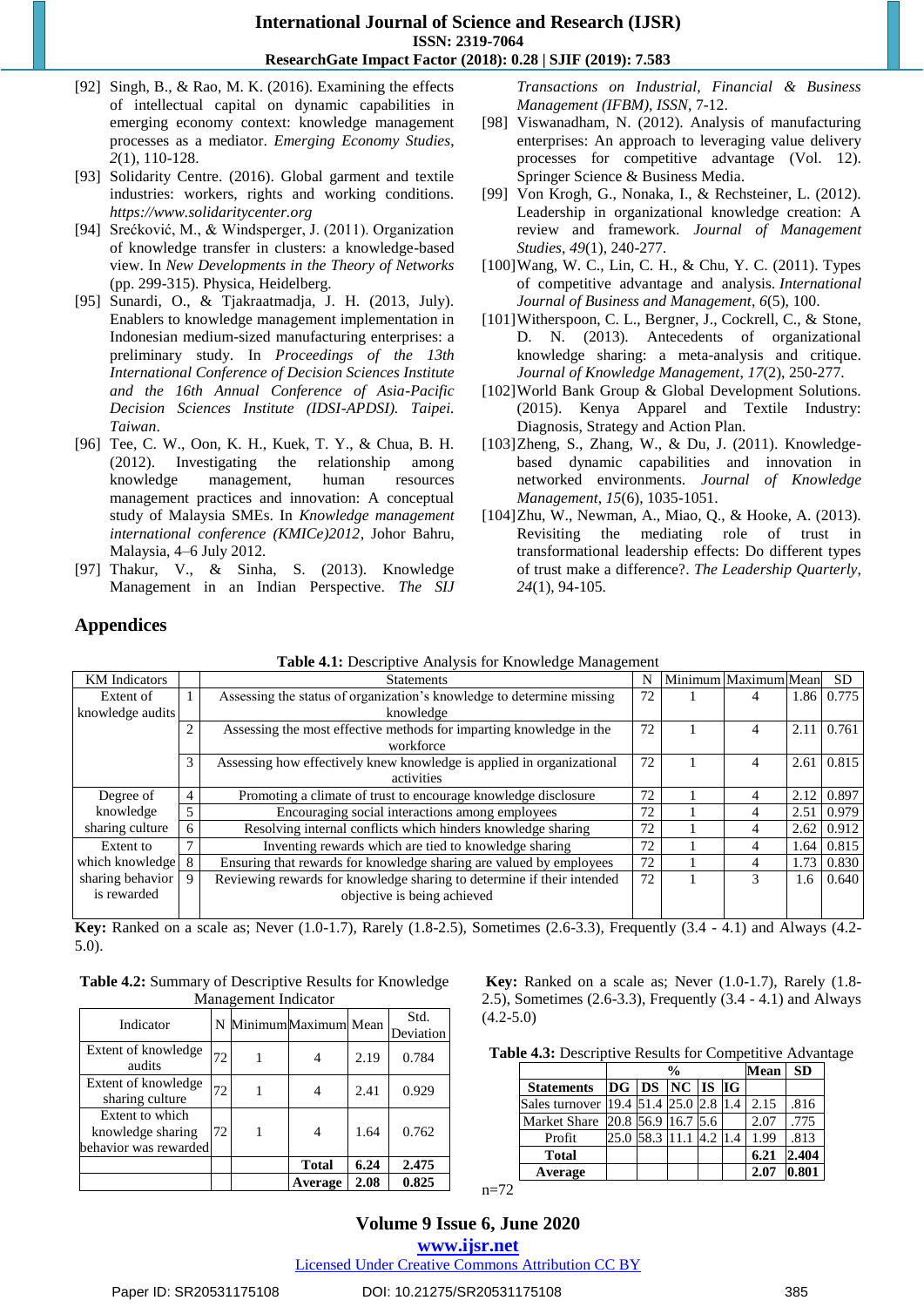[92] Singh, B., & Rao, M. K. (2016). Examining the effects of intellectual capital on dynamic capabilities in emerging economy context: knowledge management processes as a mediator. *Emerging Economy Studies*, *2*(1), 110-128.

[93] Solidarity Centre. (2016). Global garment and textile industries: workers, rights and working conditions. *https://www.solidaritycenter.org*

[94] Srećković, M., & Windsperger, J. (2011). Organization of knowledge transfer in clusters: a knowledge-based view. In *New Developments in the Theory of Networks* (pp. 299-315). Physica, Heidelberg.

[95] Sunardi, O., & Tjakraatmadja, J. H. (2013, July). Enablers to knowledge management implementation in Indonesian medium-sized manufacturing enterprises: a preliminary study. In *Proceedings of the 13th International Conference of Decision Sciences Institute and the 16th Annual Conference of Asia-Pacific Decision Sciences Institute (IDSI-APDSI). Taipei. Taiwan*.

[96] Tee, C. W., Oon, K. H., Kuek, T. Y., & Chua, B. H. (2012). Investigating the relationship among knowledge management, human resources management practices and innovation: A conceptual study of Malaysia SMEs. In *Knowledge management international conference (KMICe)2012*, Johor Bahru, Malaysia, 4–6 July 2012.

[97] Thakur, V., & Sinha, S. (2013). Knowledge Management in an Indian Perspective. *The SIJ Transactions on Industrial, Financial & Business Management (IFBM), ISSN*, 7-12.

[98] Viswanadham, N. (2012). Analysis of manufacturing enterprises: An approach to leveraging value delivery processes for competitive advantage (Vol. 12). Springer Science & Business Media.

[99] Von Krogh, G., Nonaka, I., & Rechsteiner, L. (2012). Leadership in organizational knowledge creation: A review and framework. *Journal of Management Studies*, *49*(1), 240-277.

[100] Wang, W. C., Lin, C. H., & Chu, Y. C. (2011). Types of competitive advantage and analysis. *International Journal of Business and Management*, *6*(5), 100.

[101] Witherspoon, C. L., Bergner, J., Cockrell, C., & Stone, D. N. (2013). Antecedents of organizational knowledge sharing: a meta-analysis and critique. *Journal of Knowledge Management*, *17*(2), 250-277.

[102] World Bank Group & Global Development Solutions. (2015). Kenya Apparel and Textile Industry: Diagnosis, Strategy and Action Plan.

[103] Zheng, S., Zhang, W., & Du, J. (2011). Knowledge-based dynamic capabilities and innovation in networked environments. *Journal of Knowledge Management*, *15*(6), 1035-1051.

[104] Zhu, W., Newman, A., Miao, Q., & Hooke, A. (2013). Revisiting the mediating role of trust in transformational leadership effects: Do different types of trust make a difference?. *The Leadership Quarterly*, *24*(1), 94-105.

## Appendices

**Table 4.1:** Descriptive Analysis for Knowledge Management

| KM Indicators | | Statements | N | Minimum | Maximum | Mean | SD |
|---|---|---|---|---|---|---|---|
| Extent of knowledge audits | 1 | Assessing the status of organization's knowledge to determine missing knowledge | 72 | 1 | 4 | 1.86 | 0.775 |
| | 2 | Assessing the most effective methods for imparting knowledge in the workforce | 72 | 1 | 4 | 2.11 | 0.761 |
| | 3 | Assessing how effectively knew knowledge is applied in organizational activities | 72 | 1 | 4 | 2.61 | 0.815 |
| Degree of knowledge sharing culture | 4 | Promoting a climate of trust to encourage knowledge disclosure | 72 | 1 | 4 | 2.12 | 0.897 |
| | 5 | Encouraging social interactions among employees | 72 | 1 | 4 | 2.51 | 0.979 |
| | 6 | Resolving internal conflicts which hinders knowledge sharing | 72 | 1 | 4 | 2.62 | 0.912 |
| Extent to which knowledge sharing behavior is rewarded | 7 | Inventing rewards which are tied to knowledge sharing | 72 | 1 | 4 | 1.64 | 0.815 |
| | 8 | Ensuring that rewards for knowledge sharing are valued by employees | 72 | 1 | 4 | 1.73 | 0.830 |
| | 9 | Reviewing rewards for knowledge sharing to determine if their intended objective is being achieved | 72 | 1 | 3 | 1.6 | 0.640 |

**Key:** Ranked on a scale as; Never (1.0-1.7), Rarely (1.8-2.5), Sometimes (2.6-3.3), Frequently (3.4 - 4.1) and Always (4.2-5.0).

**Table 4.2:** Summary of Descriptive Results for Knowledge Management Indicator

| Indicator | N | Minimum | Maximum | Mean | Std. Deviation |
|---|---|---|---|---|---|
| Extent of knowledge audits | 72 | 1 | 4 | 2.19 | 0.784 |
| Extent of knowledge sharing culture | 72 | 1 | 4 | 2.41 | 0.929 |
| Extent to which knowledge sharing behavior was rewarded | 72 | 1 | 4 | 1.64 | 0.762 |
| | | | **Total** | **6.24** | **2.475** |
| | | | **Average** | **2.08** | **0.825** |

**Key:** Ranked on a scale as; Never (1.0-1.7), Rarely (1.8-2.5), Sometimes (2.6-3.3), Frequently (3.4 - 4.1) and Always (4.2-5.0)

**Table 4.3:** Descriptive Results for Competitive Advantage

| | % | | | | | **Mean** | **SD** |
|---|---|---|---|---|---|---|---|
| **Statements** | **DG** | **DS** | **NC** | **IS** | **IG** | | |
| Sales turnover | 19.4 | 51.4 | 25.0 | 2.8 | 1.4 | 2.15 | .816 |
| Market Share | 20.8 | 56.9 | 16.7 | 5.6 | | 2.07 | .775 |
| Profit | 25.0 | 58.3 | 11.1 | 4.2 | 1.4 | 1.99 | .813 |
| **Total** | | | | | | **6.21** | **2.404** |
| **Average** | | | | | | **2.07** | **0.801** |

n=72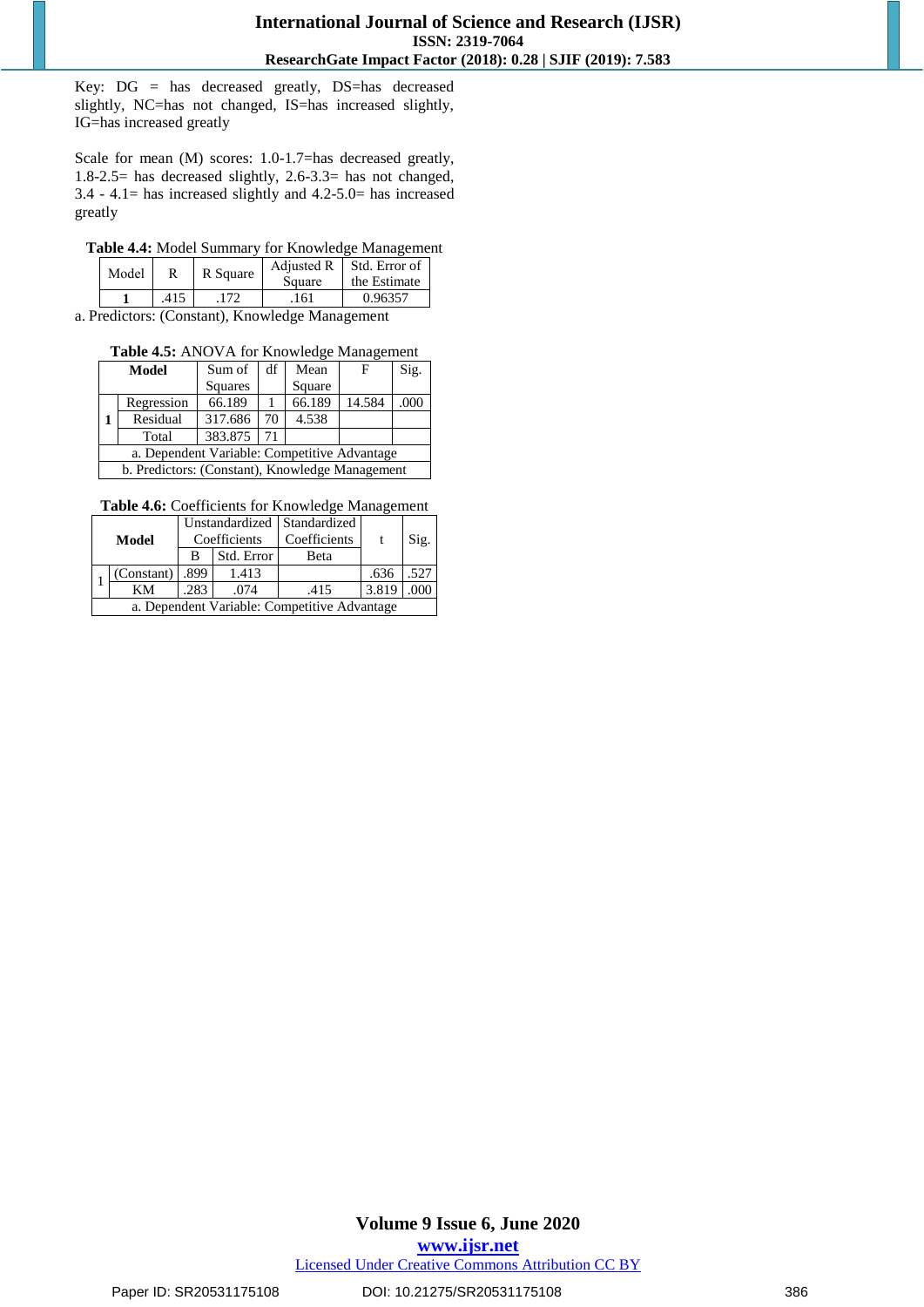Key: DG = has decreased greatly, DS=has decreased slightly, NC=has not changed, IS=has increased slightly, IG=has increased greatly

Scale for mean (M) scores: 1.0-1.7=has decreased greatly, 1.8-2.5= has decreased slightly, 2.6-3.3= has not changed, 3.4 - 4.1= has increased slightly and 4.2-5.0= has increased greatly

**Table 4.4:** Model Summary for Knowledge Management

| Model | R | R Square | Adjusted R Square | Std. Error of the Estimate |
|---|---|---|---|---|
| **1** | .415 | .172 | .161 | 0.96357 |

a. Predictors: (Constant), Knowledge Management

**Table 4.5:** ANOVA for Knowledge Management

| **Model** | | Sum of Squares | df | Mean Square | F | Sig. |
|---|---|---|---|---|---|---|
| **1** | Regression | 66.189 | 1 | 66.189 | 14.584 | .000 |
| | Residual | 317.686 | 70 | 4.538 | | |
| | Total | 383.875 | 71 | | | |
| a. Dependent Variable: Competitive Advantage | | | | | | |
| b. Predictors: (Constant), Knowledge Management | | | | | | |

**Table 4.6:** Coefficients for Knowledge Management

| **Model** | | Unstandardized Coefficients | | Standardized Coefficients | t | Sig. |
|---|---|---|---|---|---|---|
| | | B | Std. Error | Beta | | |
| 1 | (Constant) | .899 | 1.413 | | .636 | .527 |
| | KM | .283 | .074 | .415 | 3.819 | .000 |
| a. Dependent Variable: Competitive Advantage | | | | | | |